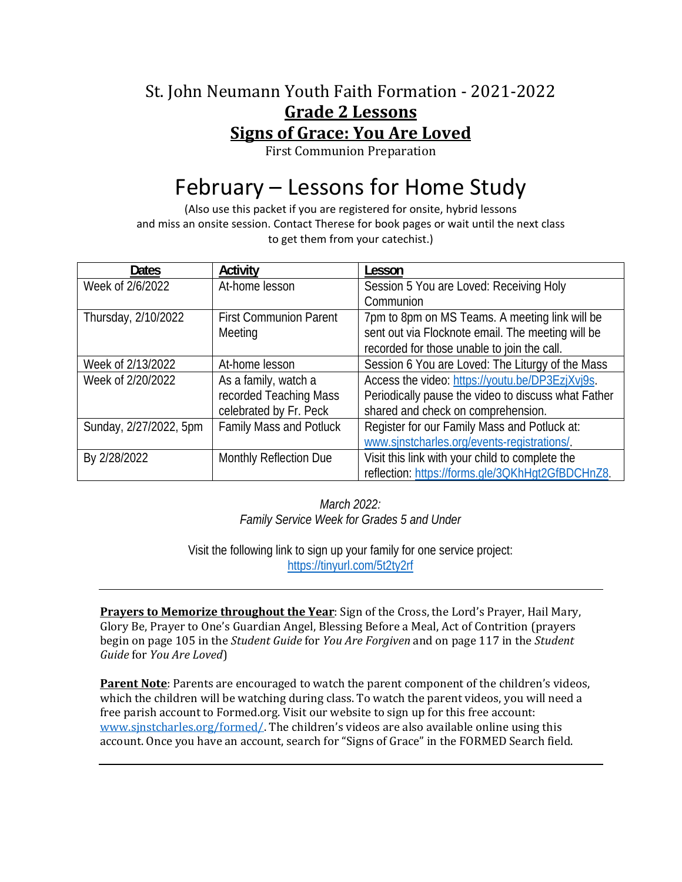# St. John Neumann Youth Faith Formation - 2021-2022

## **Grade 2 Lessons**

## **Signs of Grace: You Are Loved**

First Communion Preparation

# February – Lessons for Home Study

(Also use this packet if you are registered for onsite, hybrid lessons and miss an onsite session. Contact Therese for book pages or wait until the next class to get them from your catechist.)

| Dates | Activity | Lesson |
|---|---|---|
| Week of 2/6/2022 | At-home lesson | Session 5 You are Loved: Receiving Holy Communion |
| Thursday, 2/10/2022 | First Communion Parent Meeting | 7pm to 8pm on MS Teams. A meeting link will be sent out via Flocknote email. The meeting will be recorded for those unable to join the call. |
| Week of 2/13/2022 | At-home lesson | Session 6 You are Loved: The Liturgy of the Mass |
| Week of 2/20/2022 | As a family, watch a recorded Teaching Mass celebrated by Fr. Peck | Access the video: https://youtu.be/DP3EzjXvj9s. Periodically pause the video to discuss what Father shared and check on comprehension. |
| Sunday, 2/27/2022, 5pm | Family Mass and Potluck | Register for our Family Mass and Potluck at: www.sjnstcharles.org/events-registrations/. |
| By 2/28/2022 | Monthly Reflection Due | Visit this link with your child to complete the reflection: https://forms.gle/3QKhHgt2GfBDCHnZ8. |

*March 2022:*
*Family Service Week for Grades 5 and Under*

Visit the following link to sign up your family for one service project:
https://tinyurl.com/5t2ty2rf

---

**Prayers to Memorize throughout the Year**: Sign of the Cross, the Lord's Prayer, Hail Mary, Glory Be, Prayer to One's Guardian Angel, Blessing Before a Meal, Act of Contrition (prayers begin on page 105 in the *Student Guide* for *You Are Forgiven* and on page 117 in the *Student Guide* for *You Are Loved*)

**Parent Note**: Parents are encouraged to watch the parent component of the children's videos, which the children will be watching during class. To watch the parent videos, you will need a free parish account to Formed.org. Visit our website to sign up for this free account: www.sjnstcharles.org/formed/. The children's videos are also available online using this account. Once you have an account, search for "Signs of Grace" in the FORMED Search field.

---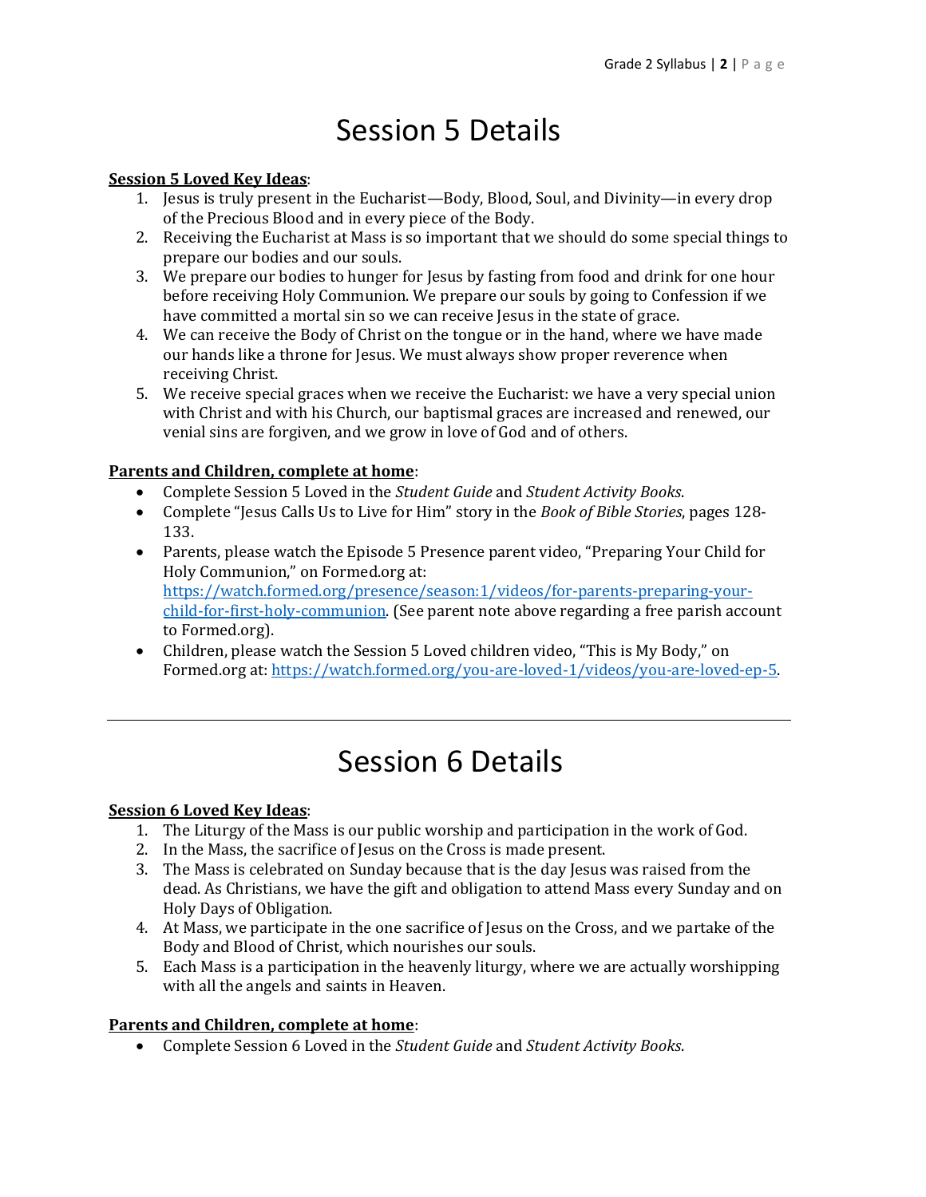# Session 5 Details

**Session 5 Loved Key Ideas**:

1. Jesus is truly present in the Eucharist—Body, Blood, Soul, and Divinity—in every drop of the Precious Blood and in every piece of the Body.
2. Receiving the Eucharist at Mass is so important that we should do some special things to prepare our bodies and our souls.
3. We prepare our bodies to hunger for Jesus by fasting from food and drink for one hour before receiving Holy Communion. We prepare our souls by going to Confession if we have committed a mortal sin so we can receive Jesus in the state of grace.
4. We can receive the Body of Christ on the tongue or in the hand, where we have made our hands like a throne for Jesus. We must always show proper reverence when receiving Christ.
5. We receive special graces when we receive the Eucharist: we have a very special union with Christ and with his Church, our baptismal graces are increased and renewed, our venial sins are forgiven, and we grow in love of God and of others.

**Parents and Children, complete at home**:

- Complete Session 5 Loved in the *Student Guide* and *Student Activity Books*.
- Complete "Jesus Calls Us to Live for Him" story in the *Book of Bible Stories*, pages 128-133.
- Parents, please watch the Episode 5 Presence parent video, "Preparing Your Child for Holy Communion," on Formed.org at: https://watch.formed.org/presence/season:1/videos/for-parents-preparing-your-child-for-first-holy-communion. (See parent note above regarding a free parish account to Formed.org).
- Children, please watch the Session 5 Loved children video, "This is My Body," on Formed.org at: https://watch.formed.org/you-are-loved-1/videos/you-are-loved-ep-5.

---

# Session 6 Details

**Session 6 Loved Key Ideas**:

1. The Liturgy of the Mass is our public worship and participation in the work of God.
2. In the Mass, the sacrifice of Jesus on the Cross is made present.
3. The Mass is celebrated on Sunday because that is the day Jesus was raised from the dead. As Christians, we have the gift and obligation to attend Mass every Sunday and on Holy Days of Obligation.
4. At Mass, we participate in the one sacrifice of Jesus on the Cross, and we partake of the Body and Blood of Christ, which nourishes our souls.
5. Each Mass is a participation in the heavenly liturgy, where we are actually worshipping with all the angels and saints in Heaven.

**Parents and Children, complete at home**:

- Complete Session 6 Loved in the *Student Guide* and *Student Activity Books*.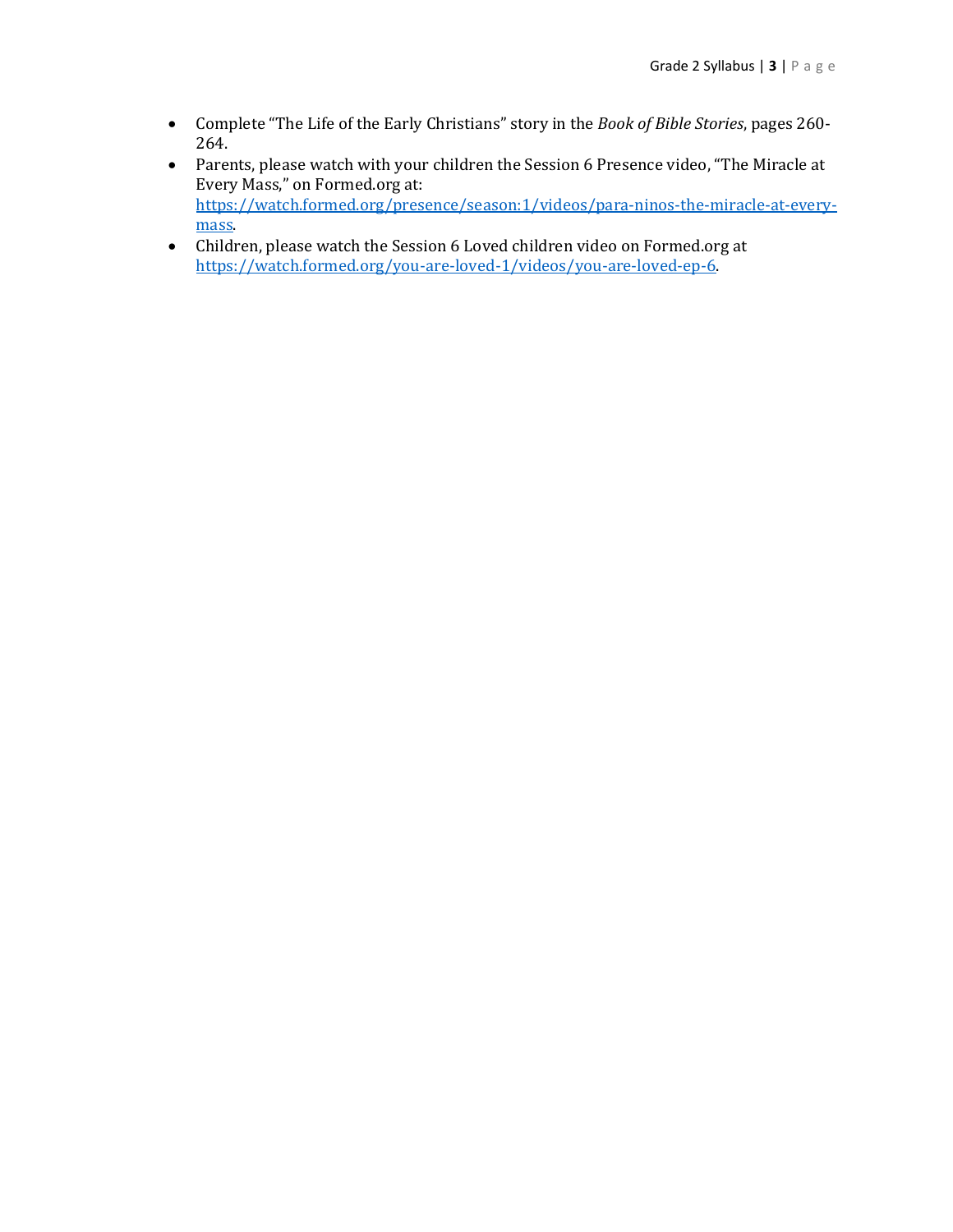- Complete "The Life of the Early Christians" story in the *Book of Bible Stories*, pages 260-264.
- Parents, please watch with your children the Session 6 Presence video, "The Miracle at Every Mass," on Formed.org at: [https://watch.formed.org/presence/season:1/videos/para-ninos-the-miracle-at-every-mass](https://watch.formed.org/presence/season:1/videos/para-ninos-the-miracle-at-every-mass).
- Children, please watch the Session 6 Loved children video on Formed.org at [https://watch.formed.org/you-are-loved-1/videos/you-are-loved-ep-6](https://watch.formed.org/you-are-loved-1/videos/you-are-loved-ep-6).